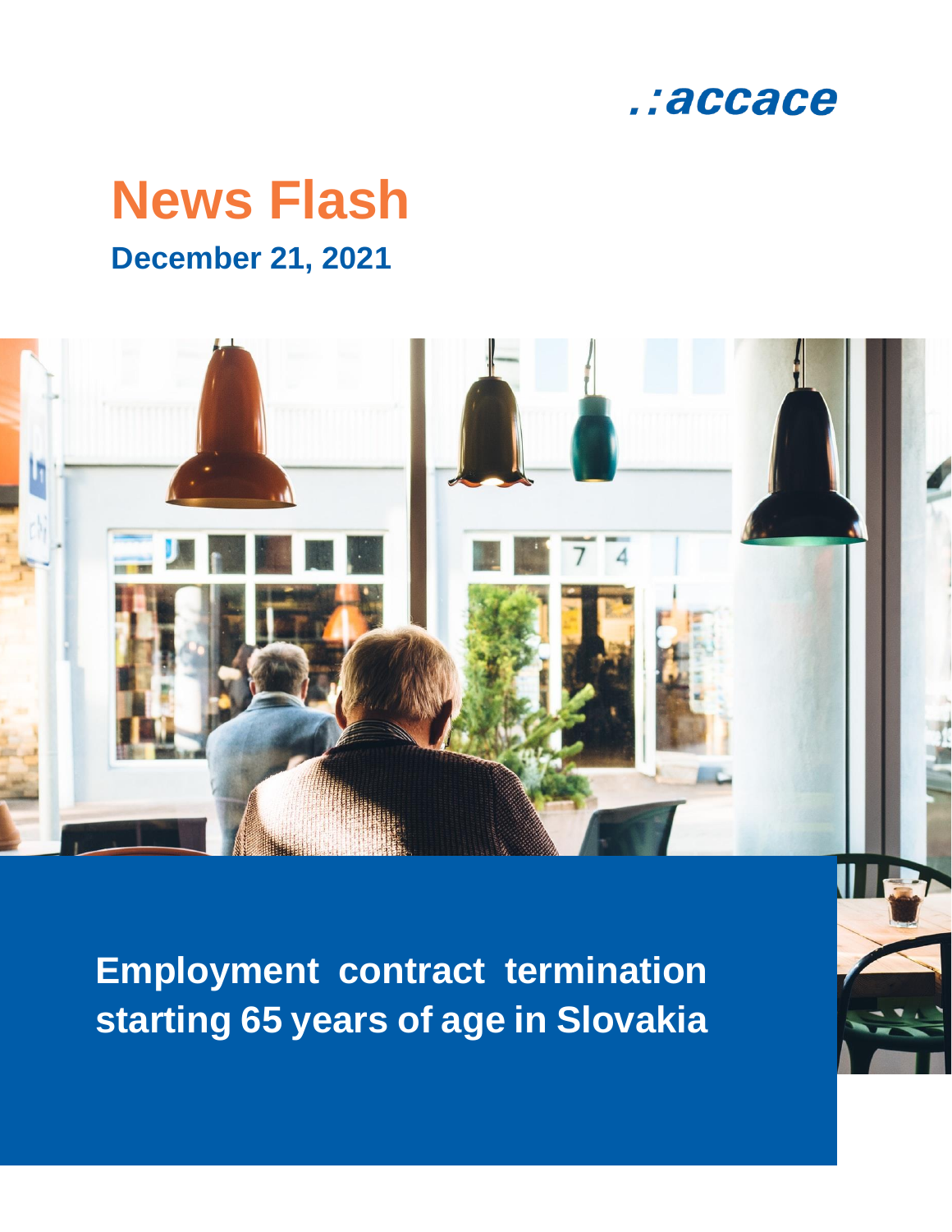.:accace

# News Flash

**December 21, 2021**

# Employment contract termination starting 65 years of age in Slovakia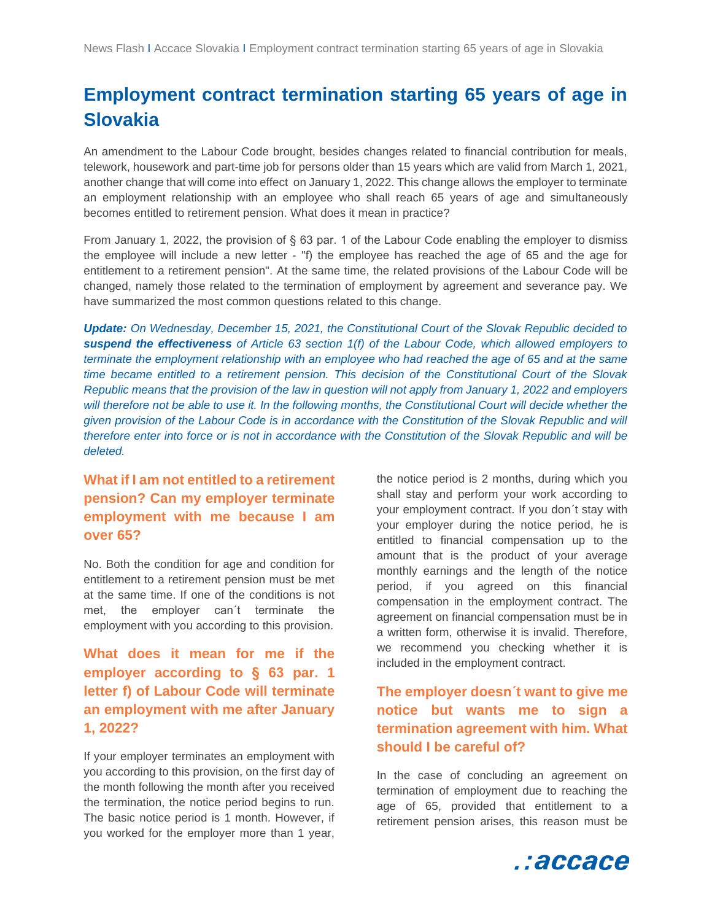# Employment contract termination starting 65 years of age in Slovakia

An amendment to the Labour Code brought, besides changes related to financial contribution for meals, telework, housework and part-time job for persons older than 15 years which are valid from March 1, 2021, another change that will come into effect on January 1, 2022. This change allows the employer to terminate an employment relationship with an employee who shall reach 65 years of age and simultaneously becomes entitled to retirement pension. What does it mean in practice?

From January 1, 2022, the provision of § 63 par. 1 of the Labour Code enabling the employer to dismiss the employee will include a new letter - "f) the employee has reached the age of 65 and the age for entitlement to a retirement pension". At the same time, the related provisions of the Labour Code will be changed, namely those related to the termination of employment by agreement and severance pay. We have summarized the most common questions related to this change.

***Update:*** *On Wednesday, December 15, 2021, the Constitutional Court of the Slovak Republic decided to* ***suspend the effectiveness*** *of Article 63 section 1(f) of the Labour Code, which allowed employers to terminate the employment relationship with an employee who had reached the age of 65 and at the same time became entitled to a retirement pension. This decision of the Constitutional Court of the Slovak Republic means that the provision of the law in question will not apply from January 1, 2022 and employers will therefore not be able to use it. In the following months, the Constitutional Court will decide whether the given provision of the Labour Code is in accordance with the Constitution of the Slovak Republic and will therefore enter into force or is not in accordance with the Constitution of the Slovak Republic and will be deleted.*

## What if I am not entitled to a retirement pension? Can my employer terminate employment with me because I am over 65?

No. Both the condition for age and condition for entitlement to a retirement pension must be met at the same time. If one of the conditions is not met, the employer can´t terminate the employment with you according to this provision.

## What does it mean for me if the employer according to § 63 par. 1 letter f) of Labour Code will terminate an employment with me after January 1, 2022?

If your employer terminates an employment with you according to this provision, on the first day of the month following the month after you received the termination, the notice period begins to run. The basic notice period is 1 month. However, if you worked for the employer more than 1 year, the notice period is 2 months, during which you shall stay and perform your work according to your employment contract. If you don´t stay with your employer during the notice period, he is entitled to financial compensation up to the amount that is the product of your average monthly earnings and the length of the notice period, if you agreed on this financial compensation in the employment contract. The agreement on financial compensation must be in a written form, otherwise it is invalid. Therefore, we recommend you checking whether it is included in the employment contract.

## The employer doesn´t want to give me notice but wants me to sign a termination agreement with him. What should I be careful of?

In the case of concluding an agreement on termination of employment due to reaching the age of 65, provided that entitlement to a retirement pension arises, this reason must be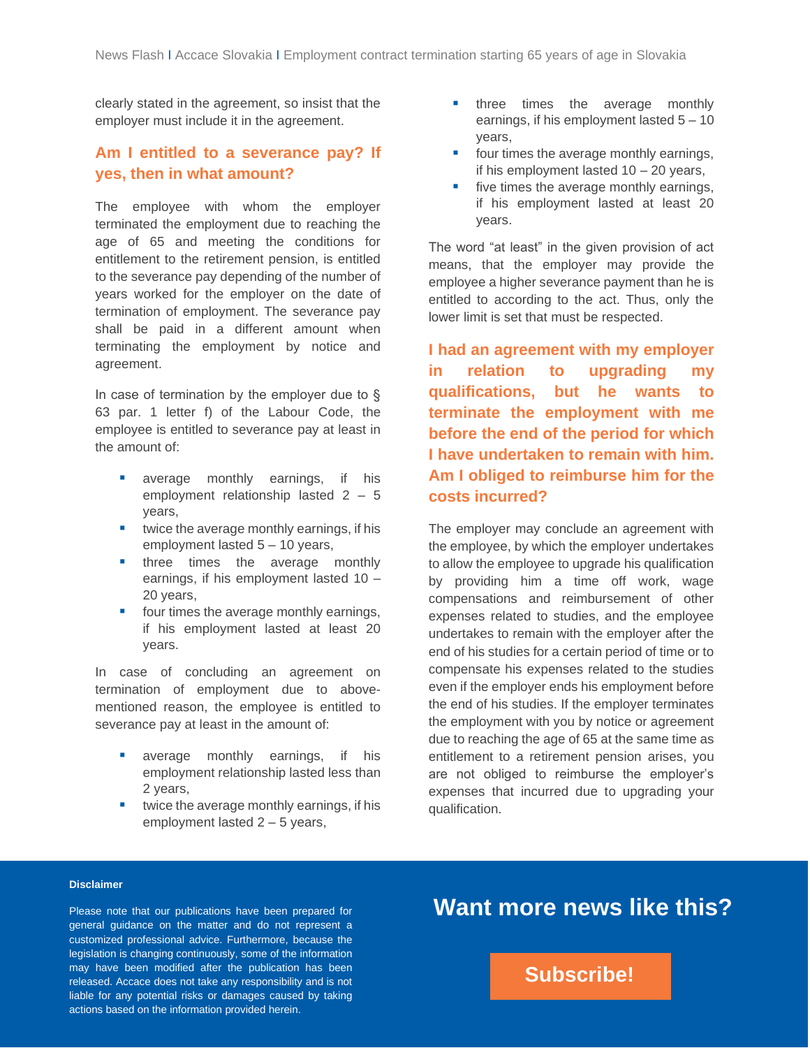clearly stated in the agreement, so insist that the employer must include it in the agreement.

## Am I entitled to a severance pay? If yes, then in what amount?

The employee with whom the employer terminated the employment due to reaching the age of 65 and meeting the conditions for entitlement to the retirement pension, is entitled to the severance pay depending of the number of years worked for the employer on the date of termination of employment. The severance pay shall be paid in a different amount when terminating the employment by notice and agreement.

In case of termination by the employer due to § 63 par. 1 letter f) of the Labour Code, the employee is entitled to severance pay at least in the amount of:

- average monthly earnings, if his employment relationship lasted 2 – 5 years,
- twice the average monthly earnings, if his employment lasted 5 – 10 years,
- three times the average monthly earnings, if his employment lasted 10 – 20 years,
- four times the average monthly earnings, if his employment lasted at least 20 years.

In case of concluding an agreement on termination of employment due to above-mentioned reason, the employee is entitled to severance pay at least in the amount of:

- average monthly earnings, if his employment relationship lasted less than 2 years,
- twice the average monthly earnings, if his employment lasted 2 – 5 years,
- three times the average monthly earnings, if his employment lasted 5 – 10 years,
- four times the average monthly earnings, if his employment lasted 10 – 20 years,
- five times the average monthly earnings, if his employment lasted at least 20 years.

The word "at least" in the given provision of act means, that the employer may provide the employee a higher severance payment than he is entitled to according to the act. Thus, only the lower limit is set that must be respected.

## I had an agreement with my employer in relation to upgrading my qualifications, but he wants to terminate the employment with me before the end of the period for which I have undertaken to remain with him. Am I obliged to reimburse him for the costs incurred?

The employer may conclude an agreement with the employee, by which the employer undertakes to allow the employee to upgrade his qualification by providing him a time off work, wage compensations and reimbursement of other expenses related to studies, and the employee undertakes to remain with the employer after the end of his studies for a certain period of time or to compensate his expenses related to the studies even if the employer ends his employment before the end of his studies. If the employer terminates the employment with you by notice or agreement due to reaching the age of 65 at the same time as entitlement to a retirement pension arises, you are not obliged to reimburse the employer's expenses that incurred due to upgrading your qualification.

**Disclaimer**

Please note that our publications have been prepared for general guidance on the matter and do not represent a customized professional advice. Furthermore, because the legislation is changing continuously, some of the information may have been modified after the publication has been released. Accace does not take any responsibility and is not liable for any potential risks or damages caused by taking actions based on the information provided herein.

**Want more news like this?**

**Subscribe!**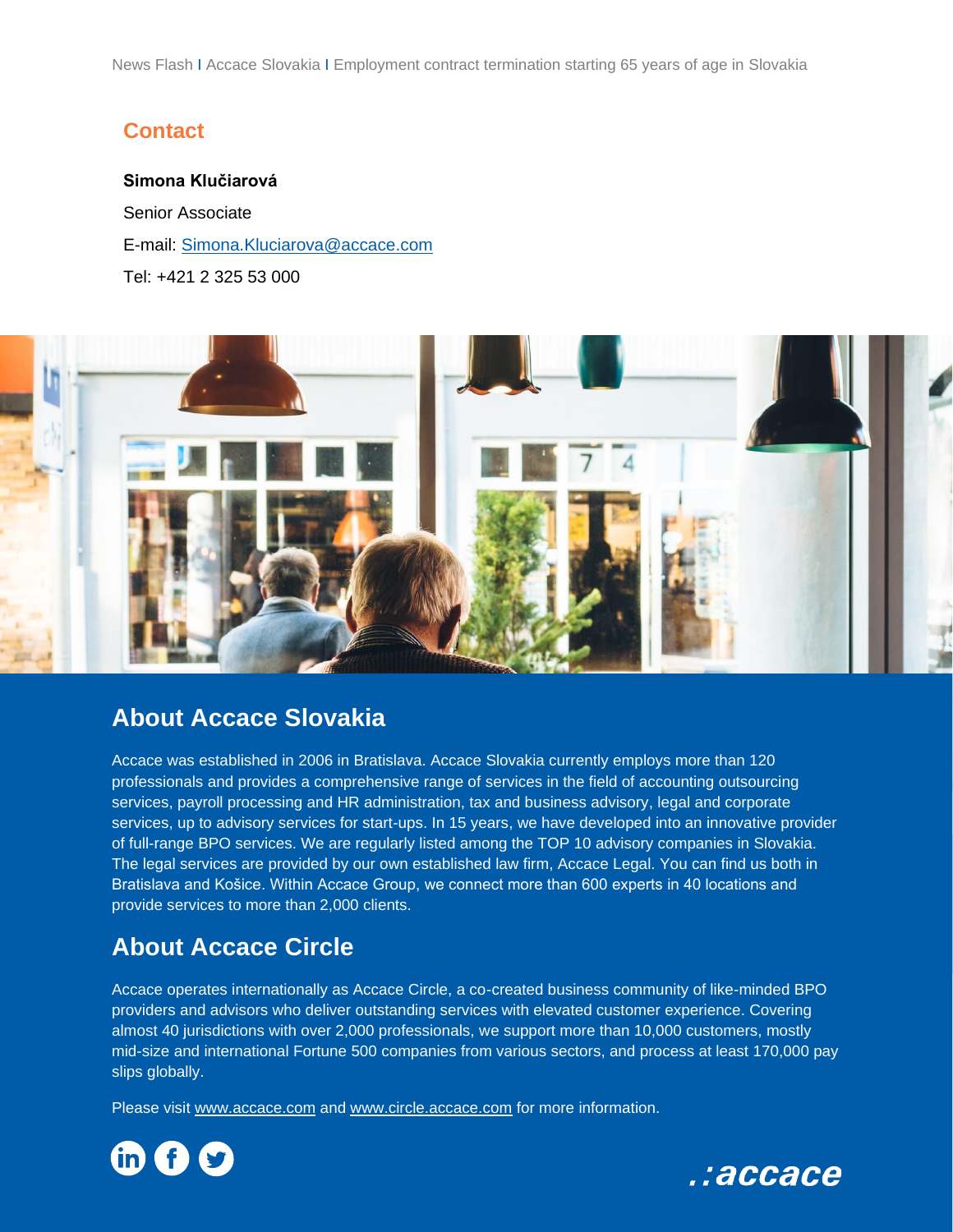## Contact

**Simona Klučiarová**

Senior Associate

E-mail: Simona.Kluciarova@accace.com

Tel: +421 2 325 53 000

## About Accace Slovakia

Accace was established in 2006 in Bratislava. Accace Slovakia currently employs more than 120 professionals and provides a comprehensive range of services in the field of accounting outsourcing services, payroll processing and HR administration, tax and business advisory, legal and corporate services, up to advisory services for start-ups. In 15 years, we have developed into an innovative provider of full-range BPO services. We are regularly listed among the TOP 10 advisory companies in Slovakia. The legal services are provided by our own established law firm, Accace Legal. You can find us both in Bratislava and Košice. Within Accace Group, we connect more than 600 experts in 40 locations and provide services to more than 2,000 clients.

## About Accace Circle

Accace operates internationally as Accace Circle, a co-created business community of like-minded BPO providers and advisors who deliver outstanding services with elevated customer experience. Covering almost 40 jurisdictions with over 2,000 professionals, we support more than 10,000 customers, mostly mid-size and international Fortune 500 companies from various sectors, and process at least 170,000 pay slips globally.

Please visit www.accace.com and www.circle.accace.com for more information.